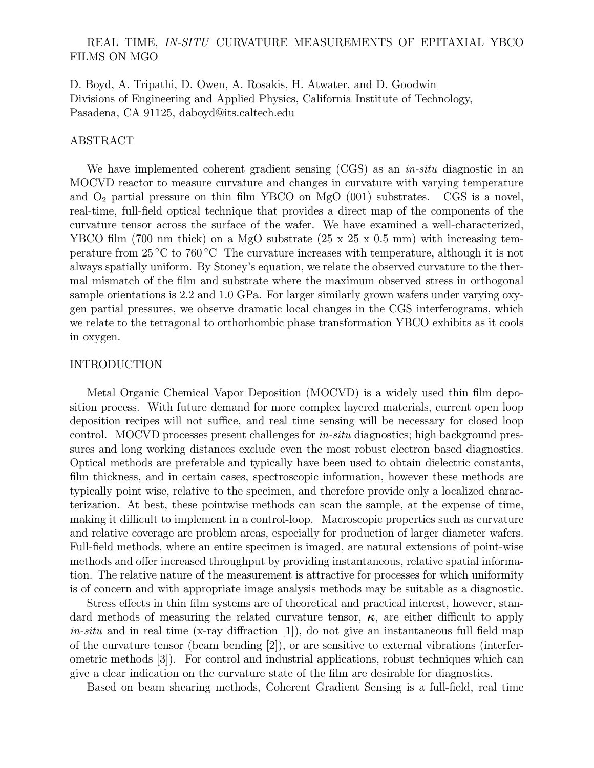# REAL TIME, *IN-SITU* CURVATURE MEASUREMENTS OF EPITAXIAL YBCO FILMS ON MGO

D. Boyd, A. Tripathi, D. Owen, A. Rosakis, H. Atwater, and D. Goodwin
Divisions of Engineering and Applied Physics, California Institute of Technology, Pasadena, CA 91125, daboyd@its.caltech.edu

## ABSTRACT

We have implemented coherent gradient sensing (CGS) as an *in-situ* diagnostic in an MOCVD reactor to measure curvature and changes in curvature with varying temperature and $O_2$ partial pressure on thin film YBCO on MgO (001) substrates. CGS is a novel, real-time, full-field optical technique that provides a direct map of the components of the curvature tensor across the surface of the wafer. We have examined a well-characterized, YBCO film (700 nm thick) on a MgO substrate (25 x 25 x 0.5 mm) with increasing temperature from 25 °C to 760 °C The curvature increases with temperature, although it is not always spatially uniform. By Stoney's equation, we relate the observed curvature to the thermal mismatch of the film and substrate where the maximum observed stress in orthogonal sample orientations is 2.2 and 1.0 GPa. For larger similarly grown wafers under varying oxygen partial pressures, we observe dramatic local changes in the CGS interferograms, which we relate to the tetragonal to orthorhombic phase transformation YBCO exhibits as it cools in oxygen.

## INTRODUCTION

Metal Organic Chemical Vapor Deposition (MOCVD) is a widely used thin film deposition process. With future demand for more complex layered materials, current open loop deposition recipes will not suffice, and real time sensing will be necessary for closed loop control. MOCVD processes present challenges for *in-situ* diagnostics; high background pressures and long working distances exclude even the most robust electron based diagnostics. Optical methods are preferable and typically have been used to obtain dielectric constants, film thickness, and in certain cases, spectroscopic information, however these methods are typically point wise, relative to the specimen, and therefore provide only a localized characterization. At best, these pointwise methods can scan the sample, at the expense of time, making it difficult to implement in a control-loop. Macroscopic properties such as curvature and relative coverage are problem areas, especially for production of larger diameter wafers. Full-field methods, where an entire specimen is imaged, are natural extensions of point-wise methods and offer increased throughput by providing instantaneous, relative spatial information. The relative nature of the measurement is attractive for processes for which uniformity is of concern and with appropriate image analysis methods may be suitable as a diagnostic.

Stress effects in thin film systems are of theoretical and practical interest, however, standard methods of measuring the related curvature tensor, $\boldsymbol{\kappa}$, are either difficult to apply *in-situ* and in real time (x-ray diffraction [1]), do not give an instantaneous full field map of the curvature tensor (beam bending [2]), or are sensitive to external vibrations (interferometric methods [3]). For control and industrial applications, robust techniques which can give a clear indication on the curvature state of the film are desirable for diagnostics.

Based on beam shearing methods, Coherent Gradient Sensing is a full-field, real time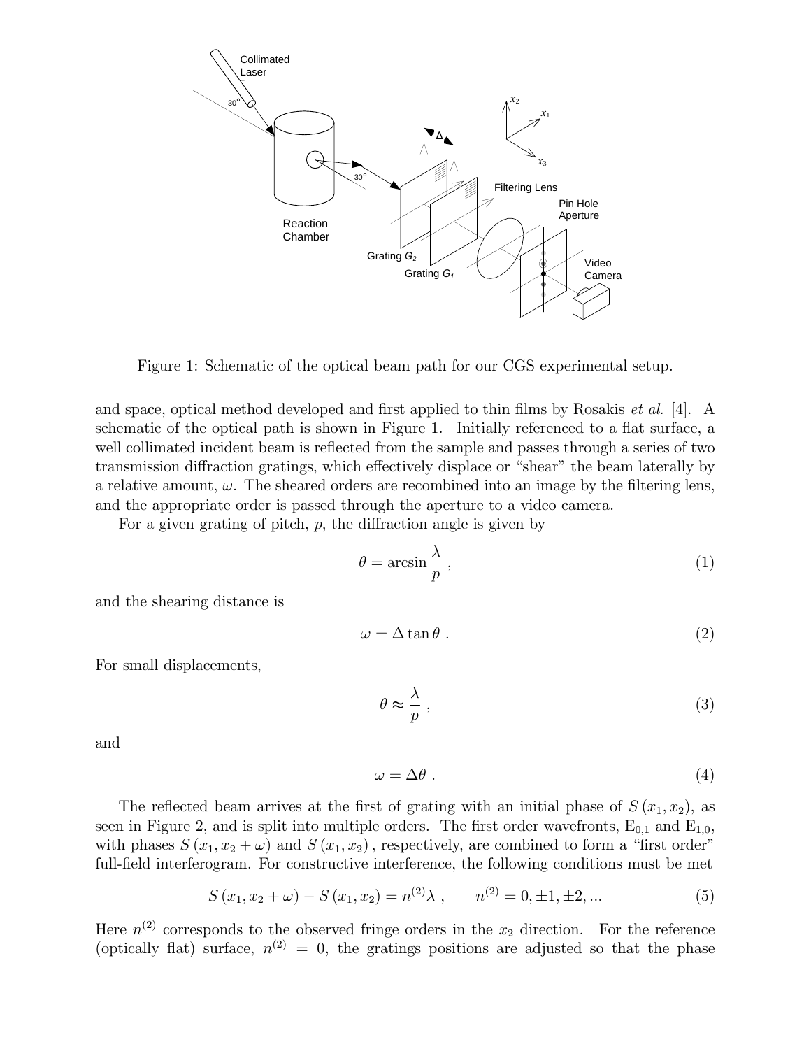Figure 1: Schematic of the optical beam path for our CGS experimental setup.

and space, optical method developed and first applied to thin films by Rosakis *et al.* [4]. A schematic of the optical path is shown in Figure 1. Initially referenced to a flat surface, a well collimated incident beam is reflected from the sample and passes through a series of two transmission diffraction gratings, which effectively displace or "shear" the beam laterally by a relative amount, $\omega$. The sheared orders are recombined into an image by the filtering lens, and the appropriate order is passed through the aperture to a video camera.

For a given grating of pitch, $p$, the diffraction angle is given by

$$\theta = \arcsin \frac{\lambda}{p} \ , \tag{1}$$

and the shearing distance is

$$\omega = \Delta \tan \theta \ . \tag{2}$$

For small displacements,

$$\theta \approx \frac{\lambda}{p} \ , \tag{3}$$

and

$$\omega = \Delta\theta \ . \tag{4}$$

The reflected beam arrives at the first of grating with an initial phase of $S(x_1, x_2)$, as seen in Figure 2, and is split into multiple orders. The first order wavefronts, $E_{0,1}$ and $E_{1,0}$, with phases $S(x_1, x_2 + \omega)$ and $S(x_1, x_2)$, respectively, are combined to form a "first order" full-field interferogram. For constructive interference, the following conditions must be met

$$S(x_1, x_2 + \omega) - S(x_1, x_2) = n^{(2)}\lambda \ , \qquad n^{(2)} = 0, \pm 1, \pm 2, ... \tag{5}$$

Here $n^{(2)}$ corresponds to the observed fringe orders in the $x_2$ direction. For the reference (optically flat) surface, $n^{(2)} = 0$, the gratings positions are adjusted so that the phase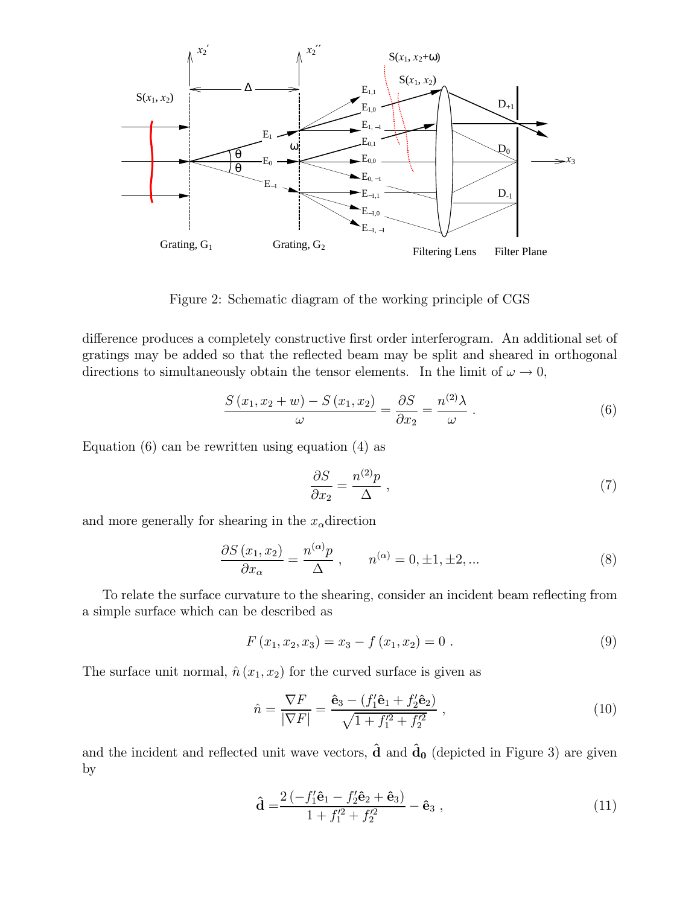Figure 2: Schematic diagram of the working principle of CGS

difference produces a completely constructive first order interferogram. An additional set of gratings may be added so that the reflected beam may be split and sheared in orthogonal directions to simultaneously obtain the tensor elements. In the limit of $\omega \to 0$,

$$\frac{S(x_1, x_2 + w) - S(x_1, x_2)}{\omega} = \frac{\partial S}{\partial x_2} = \frac{n^{(2)}\lambda}{\omega} \,. \tag{6}$$

Equation (6) can be rewritten using equation (4) as

$$\frac{\partial S}{\partial x_2} = \frac{n^{(2)} p}{\Delta} \,, \tag{7}$$

and more generally for shearing in the $x_\alpha$direction

$$\frac{\partial S(x_1, x_2)}{\partial x_\alpha} = \frac{n^{(\alpha)} p}{\Delta} \,, \qquad n^{(\alpha)} = 0, \pm 1, \pm 2, ... \tag{8}$$

To relate the surface curvature to the shearing, consider an incident beam reflecting from a simple surface which can be described as

$$F(x_1, x_2, x_3) = x_3 - f(x_1, x_2) = 0 \,. \tag{9}$$

The surface unit normal, $\hat{n}(x_1, x_2)$ for the curved surface is given as

$$\hat{n} = \frac{\nabla F}{|\nabla F|} = \frac{\hat{\mathbf{e}}_3 - (f_1' \hat{\mathbf{e}}_1 + f_2' \hat{\mathbf{e}}_2)}{\sqrt{1 + f_1'^2 + f_2'^2}} \,, \tag{10}$$

and the incident and reflected unit wave vectors, $\hat{\mathbf{d}}$ and $\hat{\mathbf{d}}_\mathbf{0}$ (depicted in Figure 3) are given by

$$\hat{\mathbf{d}} = \frac{2(-f_1' \hat{\mathbf{e}}_1 - f_2' \hat{\mathbf{e}}_2 + \hat{\mathbf{e}}_3)}{1 + f_1'^2 + f_2'^2} - \hat{\mathbf{e}}_3 \,, \tag{11}$$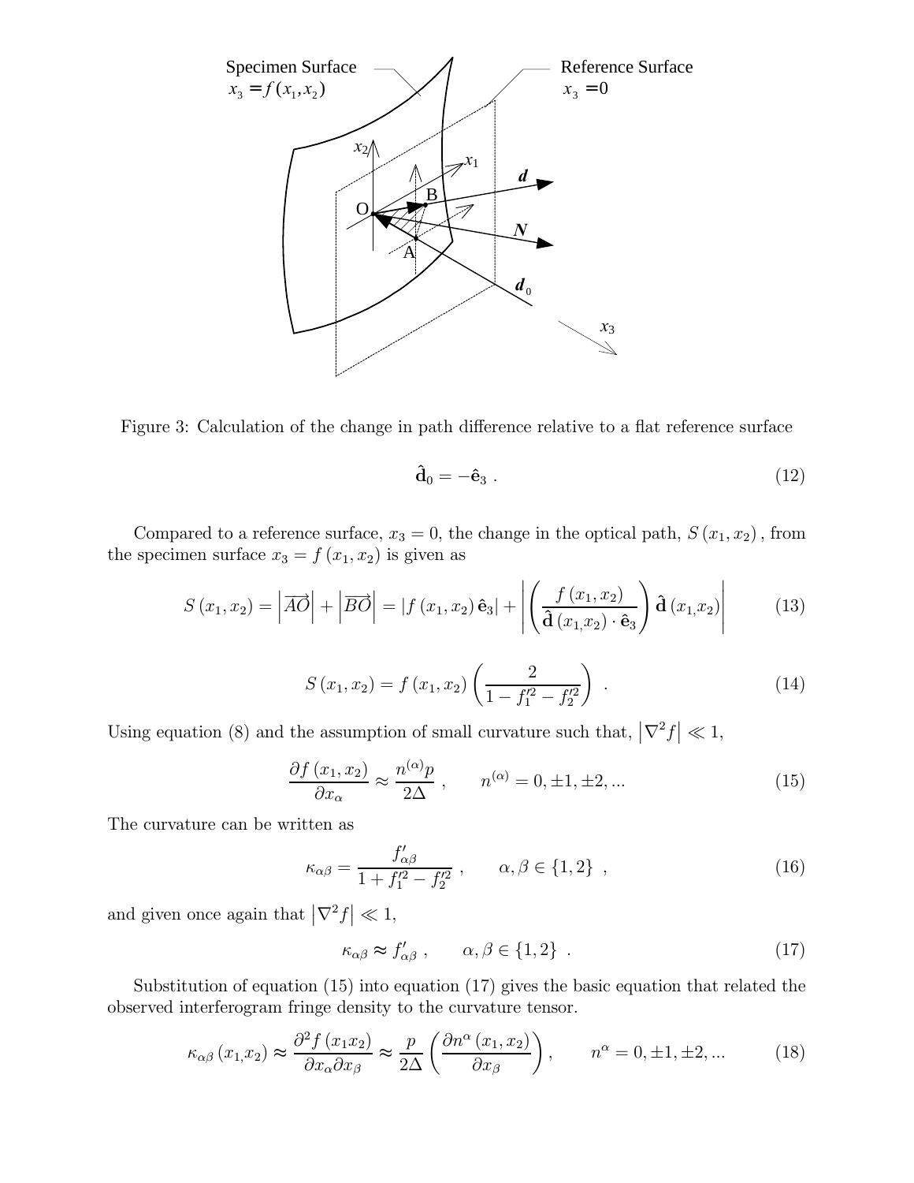Figure 3: Calculation of the change in path difference relative to a flat reference surface

$$\hat{\mathbf{d}}_0 = -\hat{\mathbf{e}}_3 \ . \tag{12}$$

Compared to a reference surface, $x_3 = 0$, the change in the optical path, $S(x_1, x_2)$, from the specimen surface $x_3 = f(x_1, x_2)$ is given as

$$S(x_1, x_2) = \left|\overrightarrow{AO}\right| + \left|\overrightarrow{BO}\right| = \left|f(x_1, x_2)\,\hat{\mathbf{e}}_3\right| + \left|\left(\frac{f(x_1, x_2)}{\hat{\mathbf{d}}(x_1, x_2)\cdot\hat{\mathbf{e}}_3}\right)\hat{\mathbf{d}}(x_1, x_2)\right| \tag{13}$$

$$S(x_1, x_2) = f(x_1, x_2)\left(\frac{2}{1 - f_1'^2 - f_2'^2}\right) \ . \tag{14}$$

Using equation (8) and the assumption of small curvature such that, $\left|\nabla^2 f\right| \ll 1$,

$$\frac{\partial f(x_1, x_2)}{\partial x_\alpha} \approx \frac{n^{(\alpha)} p}{2\Delta} \ , \qquad n^{(\alpha)} = 0, \pm 1, \pm 2, ... \tag{15}$$

The curvature can be written as

$$\kappa_{\alpha\beta} = \frac{f'_{\alpha\beta}}{1 + f_1'^2 - f_2'^2} \ , \qquad \alpha, \beta \in \{1, 2\} \ , \tag{16}$$

and given once again that $\left|\nabla^2 f\right| \ll 1$,

$$\kappa_{\alpha\beta} \approx f'_{\alpha\beta} \ , \qquad \alpha, \beta \in \{1, 2\} \ . \tag{17}$$

Substitution of equation (15) into equation (17) gives the basic equation that related the observed interferogram fringe density to the curvature tensor.

$$\kappa_{\alpha\beta}(x_1, x_2) \approx \frac{\partial^2 f(x_1 x_2)}{\partial x_\alpha \partial x_\beta} \approx \frac{p}{2\Delta}\left(\frac{\partial n^\alpha(x_1, x_2)}{\partial x_\beta}\right), \qquad n^\alpha = 0, \pm 1, \pm 2, ... \tag{18}$$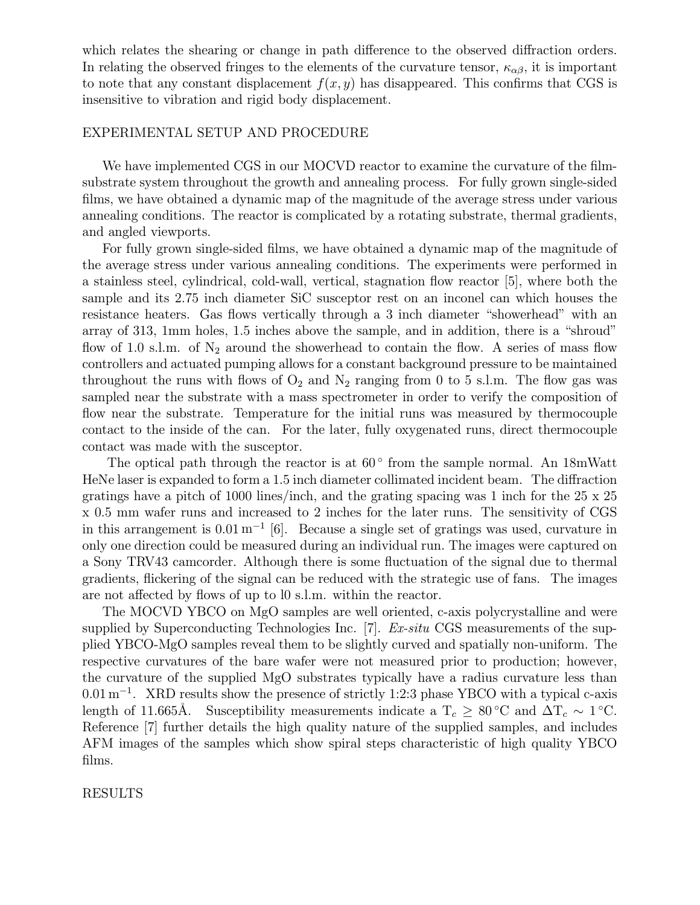which relates the shearing or change in path difference to the observed diffraction orders. In relating the observed fringes to the elements of the curvature tensor, $\kappa_{\alpha\beta}$, it is important to note that any constant displacement $f(x, y)$ has disappeared. This confirms that CGS is insensitive to vibration and rigid body displacement.

## EXPERIMENTAL SETUP AND PROCEDURE

We have implemented CGS in our MOCVD reactor to examine the curvature of the film-substrate system throughout the growth and annealing process. For fully grown single-sided films, we have obtained a dynamic map of the magnitude of the average stress under various annealing conditions. The reactor is complicated by a rotating substrate, thermal gradients, and angled viewports.

For fully grown single-sided films, we have obtained a dynamic map of the magnitude of the average stress under various annealing conditions. The experiments were performed in a stainless steel, cylindrical, cold-wall, vertical, stagnation flow reactor [5], where both the sample and its 2.75 inch diameter SiC susceptor rest on an inconel can which houses the resistance heaters. Gas flows vertically through a 3 inch diameter "showerhead" with an array of 313, 1mm holes, 1.5 inches above the sample, and in addition, there is a "shroud" flow of 1.0 s.l.m. of $N_2$ around the showerhead to contain the flow. A series of mass flow controllers and actuated pumping allows for a constant background pressure to be maintained throughout the runs with flows of $O_2$ and $N_2$ ranging from 0 to 5 s.l.m. The flow gas was sampled near the substrate with a mass spectrometer in order to verify the composition of flow near the substrate. Temperature for the initial runs was measured by thermocouple contact to the inside of the can. For the later, fully oxygenated runs, direct thermocouple contact was made with the susceptor.

The optical path through the reactor is at $60^\circ$ from the sample normal. An 18mWatt HeNe laser is expanded to form a 1.5 inch diameter collimated incident beam. The diffraction gratings have a pitch of 1000 lines/inch, and the grating spacing was 1 inch for the 25 x 25 x 0.5 mm wafer runs and increased to 2 inches for the later runs. The sensitivity of CGS in this arrangement is $0.01\,\mathrm{m}^{-1}$ [6]. Because a single set of gratings was used, curvature in only one direction could be measured during an individual run. The images were captured on a Sony TRV43 camcorder. Although there is some fluctuation of the signal due to thermal gradients, flickering of the signal can be reduced with the strategic use of fans. The images are not affected by flows of up to l0 s.l.m. within the reactor.

The MOCVD YBCO on MgO samples are well oriented, c-axis polycrystalline and were supplied by Superconducting Technologies Inc. [7]. *Ex-situ* CGS measurements of the supplied YBCO-MgO samples reveal them to be slightly curved and spatially non-uniform. The respective curvatures of the bare wafer were not measured prior to production; however, the curvature of the supplied MgO substrates typically have a radius curvature less than $0.01\,\mathrm{m}^{-1}$. XRD results show the presence of strictly 1:2:3 phase YBCO with a typical c-axis length of 11.665Å. Susceptibility measurements indicate a $T_c \geq 80\,^\circ\mathrm{C}$ and $\Delta T_c \sim 1\,^\circ\mathrm{C}$. Reference [7] further details the high quality nature of the supplied samples, and includes AFM images of the samples which show spiral steps characteristic of high quality YBCO films.

## RESULTS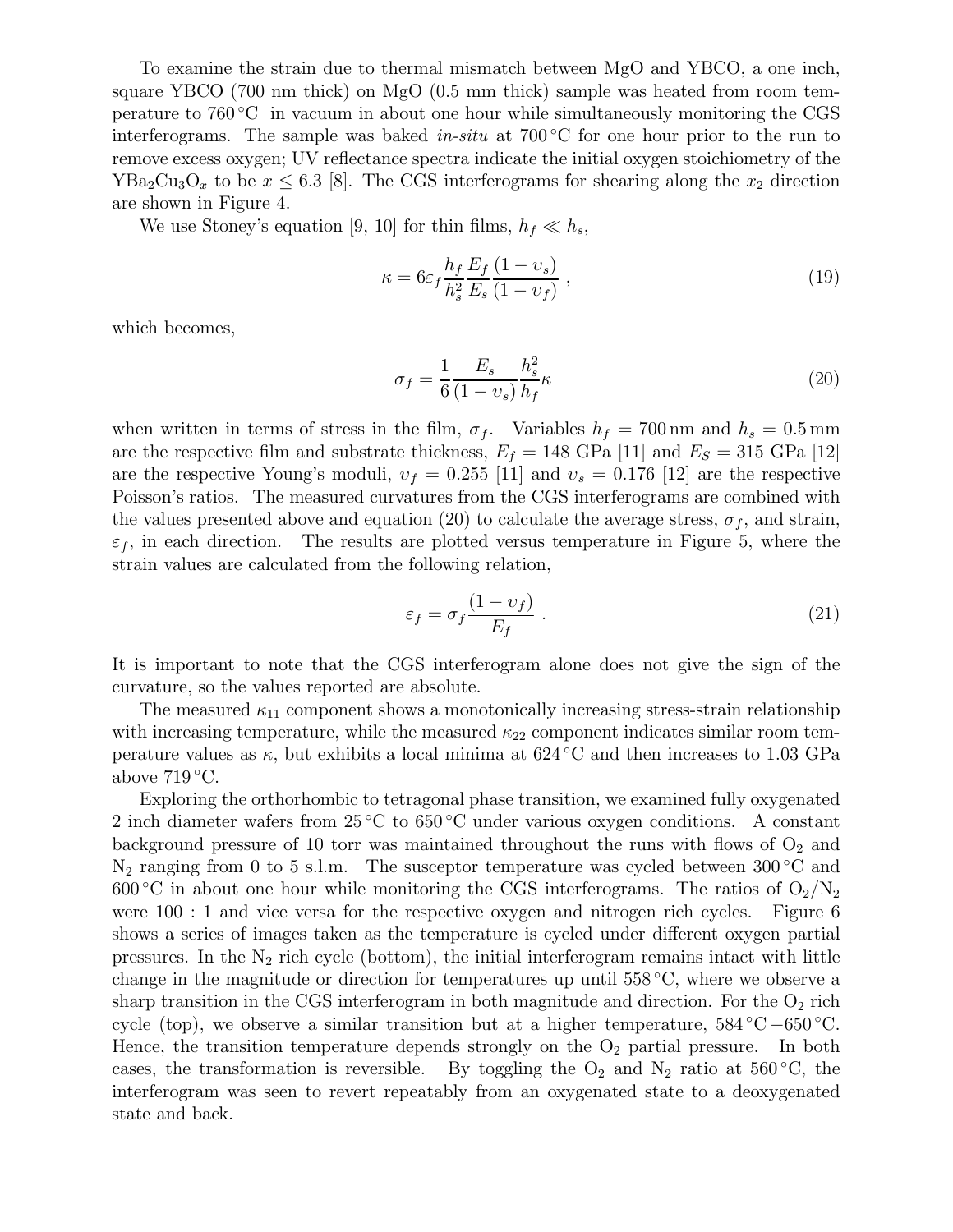To examine the strain due to thermal mismatch between MgO and YBCO, a one inch, square YBCO (700 nm thick) on MgO (0.5 mm thick) sample was heated from room temperature to 760 °C in vacuum in about one hour while simultaneously monitoring the CGS interferograms. The sample was baked *in-situ* at 700 °C for one hour prior to the run to remove excess oxygen; UV reflectance spectra indicate the initial oxygen stoichiometry of the $YBa_2Cu_3O_x$ to be $x \leq 6.3$ [8]. The CGS interferograms for shearing along the $x_2$ direction are shown in Figure 4.

We use Stoney's equation [9, 10] for thin films, $h_f \ll h_s$,

$$\kappa = 6\varepsilon_f \frac{h_f}{h_s^2} \frac{E_f}{E_s} \frac{(1-\upsilon_s)}{(1-\upsilon_f)} , \tag{19}$$

which becomes,

$$\sigma_f = \frac{1}{6} \frac{E_s}{(1-\upsilon_s)} \frac{h_s^2}{h_f} \kappa \tag{20}$$

when written in terms of stress in the film, $\sigma_f$. Variables $h_f = 700\,\mathrm{nm}$ and $h_s = 0.5\,\mathrm{mm}$ are the respective film and substrate thickness, $E_f = 148$ GPa [11] and $E_S = 315$ GPa [12] are the respective Young's moduli, $\upsilon_f = 0.255$ [11] and $\upsilon_s = 0.176$ [12] are the respective Poisson's ratios. The measured curvatures from the CGS interferograms are combined with the values presented above and equation (20) to calculate the average stress, $\sigma_f$, and strain, $\varepsilon_f$, in each direction. The results are plotted versus temperature in Figure 5, where the strain values are calculated from the following relation,

$$\varepsilon_f = \sigma_f \frac{(1-\upsilon_f)}{E_f} . \tag{21}$$

It is important to note that the CGS interferogram alone does not give the sign of the curvature, so the values reported are absolute.

The measured $\kappa_{11}$ component shows a monotonically increasing stress-strain relationship with increasing temperature, while the measured $\kappa_{22}$ component indicates similar room temperature values as $\kappa$, but exhibits a local minima at 624 °C and then increases to 1.03 GPa above 719 °C.

Exploring the orthorhombic to tetragonal phase transition, we examined fully oxygenated 2 inch diameter wafers from 25 °C to 650 °C under various oxygen conditions. A constant background pressure of 10 torr was maintained throughout the runs with flows of $O_2$ and $N_2$ ranging from 0 to 5 s.l.m. The susceptor temperature was cycled between 300 °C and 600 °C in about one hour while monitoring the CGS interferograms. The ratios of $O_2/N_2$ were 100 : 1 and vice versa for the respective oxygen and nitrogen rich cycles. Figure 6 shows a series of images taken as the temperature is cycled under different oxygen partial pressures. In the $N_2$ rich cycle (bottom), the initial interferogram remains intact with little change in the magnitude or direction for temperatures up until 558 °C, where we observe a sharp transition in the CGS interferogram in both magnitude and direction. For the $O_2$ rich cycle (top), we observe a similar transition but at a higher temperature, 584 °C – 650 °C. Hence, the transition temperature depends strongly on the $O_2$ partial pressure. In both cases, the transformation is reversible. By toggling the $O_2$ and $N_2$ ratio at 560 °C, the interferogram was seen to revert repeatably from an oxygenated state to a deoxygenated state and back.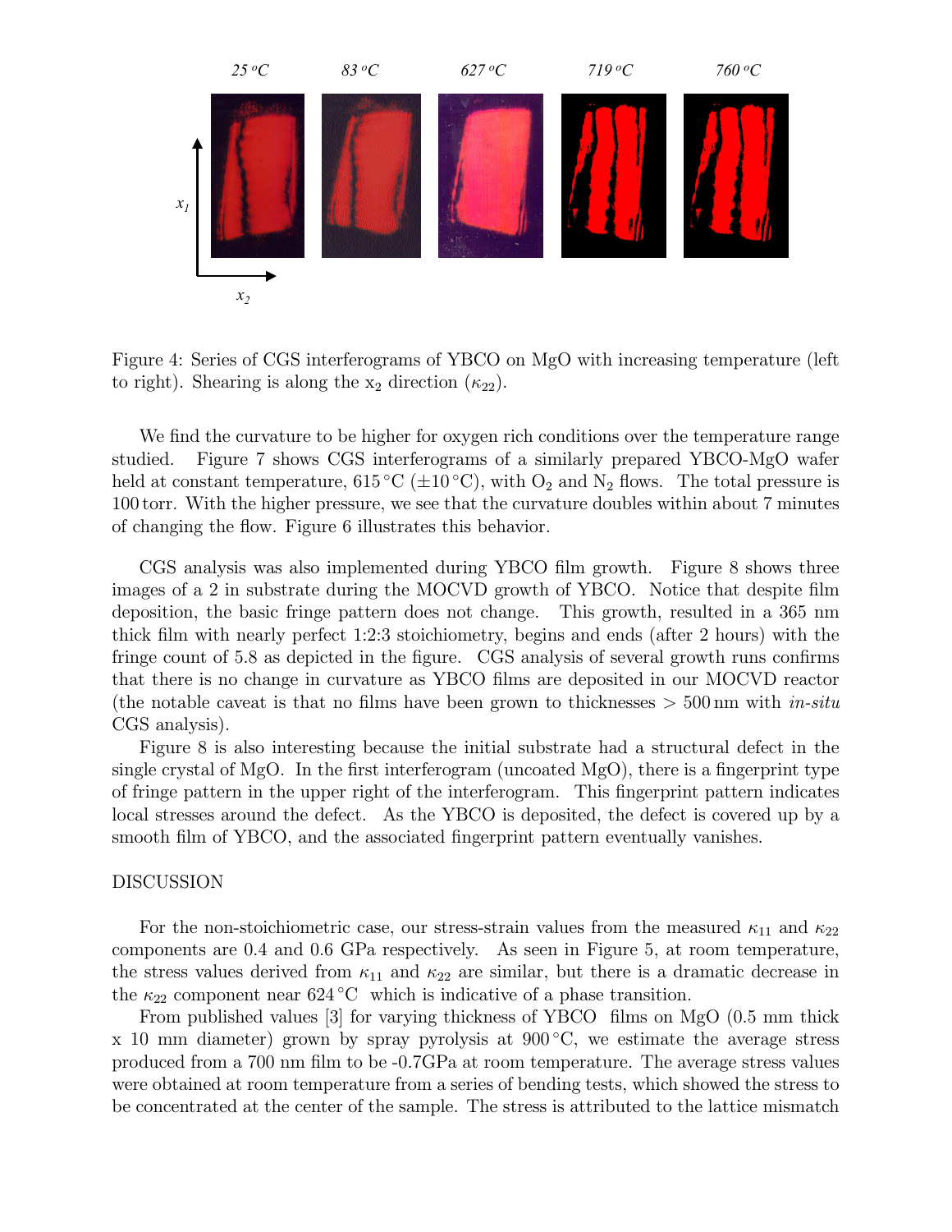Figure 4: Series of CGS interferograms of YBCO on MgO with increasing temperature (left to right). Shearing is along the $x_2$ direction ($\kappa_{22}$).

We find the curvature to be higher for oxygen rich conditions over the temperature range studied. Figure 7 shows CGS interferograms of a similarly prepared YBCO-MgO wafer held at constant temperature, 615 °C (±10 °C), with $O_2$ and $N_2$ flows. The total pressure is 100 torr. With the higher pressure, we see that the curvature doubles within about 7 minutes of changing the flow. Figure 6 illustrates this behavior.

CGS analysis was also implemented during YBCO film growth. Figure 8 shows three images of a 2 in substrate during the MOCVD growth of YBCO. Notice that despite film deposition, the basic fringe pattern does not change. This growth, resulted in a 365 nm thick film with nearly perfect 1:2:3 stoichiometry, begins and ends (after 2 hours) with the fringe count of 5.8 as depicted in the figure. CGS analysis of several growth runs confirms that there is no change in curvature as YBCO films are deposited in our MOCVD reactor (the notable caveat is that no films have been grown to thicknesses > 500 nm with *in-situ* CGS analysis).

Figure 8 is also interesting because the initial substrate had a structural defect in the single crystal of MgO. In the first interferogram (uncoated MgO), there is a fingerprint type of fringe pattern in the upper right of the interferogram. This fingerprint pattern indicates local stresses around the defect. As the YBCO is deposited, the defect is covered up by a smooth film of YBCO, and the associated fingerprint pattern eventually vanishes.

## DISCUSSION

For the non-stoichiometric case, our stress-strain values from the measured $\kappa_{11}$ and $\kappa_{22}$ components are 0.4 and 0.6 GPa respectively. As seen in Figure 5, at room temperature, the stress values derived from $\kappa_{11}$ and $\kappa_{22}$ are similar, but there is a dramatic decrease in the $\kappa_{22}$ component near 624 °C which is indicative of a phase transition.

From published values [3] for varying thickness of YBCO films on MgO (0.5 mm thick x 10 mm diameter) grown by spray pyrolysis at 900 °C, we estimate the average stress produced from a 700 nm film to be -0.7GPa at room temperature. The average stress values were obtained at room temperature from a series of bending tests, which showed the stress to be concentrated at the center of the sample. The stress is attributed to the lattice mismatch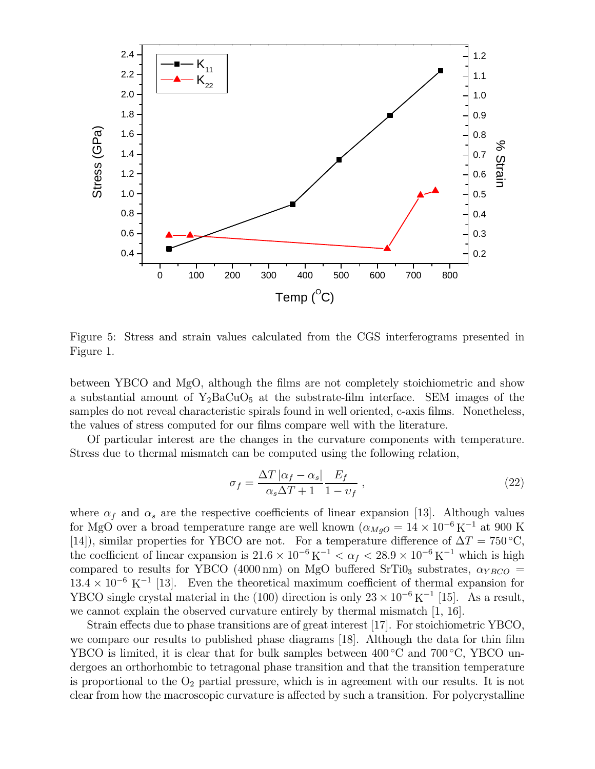Figure 5: Stress and strain values calculated from the CGS interferograms presented in Figure 1.

between YBCO and MgO, although the films are not completely stoichiometric and show a substantial amount of $Y_2BaCuO_5$ at the substrate-film interface. SEM images of the samples do not reveal characteristic spirals found in well oriented, c-axis films. Nonetheless, the values of stress computed for our films compare well with the literature.

Of particular interest are the changes in the curvature components with temperature. Stress due to thermal mismatch can be computed using the following relation,

$$\sigma_f = \frac{\Delta T\,|\alpha_f - \alpha_s|}{\alpha_s \Delta T + 1} \frac{E_f}{1 - \upsilon_f}\,, \tag{22}$$

where $\alpha_f$ and $\alpha_s$ are the respective coefficients of linear expansion [13]. Although values for MgO over a broad temperature range are well known ($\alpha_{MgO} = 14 \times 10^{-6}\,\mathrm{K}^{-1}$ at 900 K [14]), similar properties for YBCO are not. For a temperature difference of $\Delta T = 750\,^{\circ}\mathrm{C}$, the coefficient of linear expansion is $21.6 \times 10^{-6}\,\mathrm{K}^{-1} < \alpha_f < 28.9 \times 10^{-6}\,\mathrm{K}^{-1}$ which is high compared to results for YBCO (4000 nm) on MgO buffered $SrTi0_3$ substrates, $\alpha_{YBCO} = 13.4 \times 10^{-6}\ \mathrm{K}^{-1}$ [13]. Even the theoretical maximum coefficient of thermal expansion for YBCO single crystal material in the (100) direction is only $23 \times 10^{-6}\,\mathrm{K}^{-1}$ [15]. As a result, we cannot explain the observed curvature entirely by thermal mismatch [1, 16].

Strain effects due to phase transitions are of great interest [17]. For stoichiometric YBCO, we compare our results to published phase diagrams [18]. Although the data for thin film YBCO is limited, it is clear that for bulk samples between $400\,^{\circ}\mathrm{C}$ and $700\,^{\circ}\mathrm{C}$, YBCO undergoes an orthorhombic to tetragonal phase transition and that the transition temperature is proportional to the $O_2$ partial pressure, which is in agreement with our results. It is not clear from how the macroscopic curvature is affected by such a transition. For polycrystalline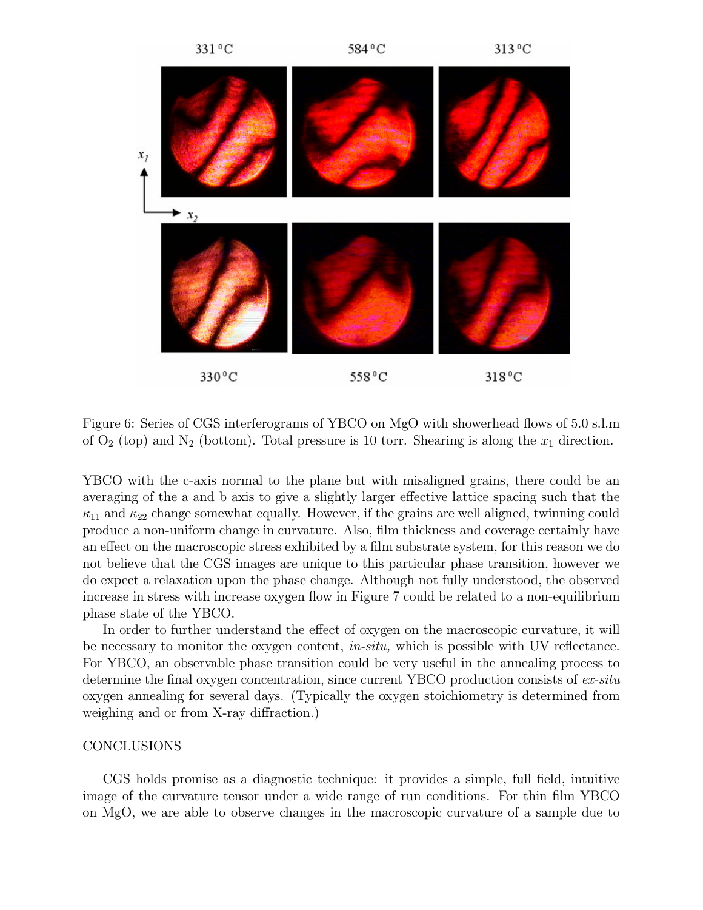Figure 6: Series of CGS interferograms of YBCO on MgO with showerhead flows of 5.0 s.l.m of $O_2$ (top) and $N_2$ (bottom). Total pressure is 10 torr. Shearing is along the $x_1$ direction.

YBCO with the c-axis normal to the plane but with misaligned grains, there could be an averaging of the a and b axis to give a slightly larger effective lattice spacing such that the $\kappa_{11}$ and $\kappa_{22}$ change somewhat equally. However, if the grains are well aligned, twinning could produce a non-uniform change in curvature. Also, film thickness and coverage certainly have an effect on the macroscopic stress exhibited by a film substrate system, for this reason we do not believe that the CGS images are unique to this particular phase transition, however we do expect a relaxation upon the phase change. Although not fully understood, the observed increase in stress with increase oxygen flow in Figure 7 could be related to a non-equilibrium phase state of the YBCO.

In order to further understand the effect of oxygen on the macroscopic curvature, it will be necessary to monitor the oxygen content, *in-situ,* which is possible with UV reflectance. For YBCO, an observable phase transition could be very useful in the annealing process to determine the final oxygen concentration, since current YBCO production consists of *ex-situ* oxygen annealing for several days. (Typically the oxygen stoichiometry is determined from weighing and or from X-ray diffraction.)

## CONCLUSIONS

CGS holds promise as a diagnostic technique: it provides a simple, full field, intuitive image of the curvature tensor under a wide range of run conditions. For thin film YBCO on MgO, we are able to observe changes in the macroscopic curvature of a sample due to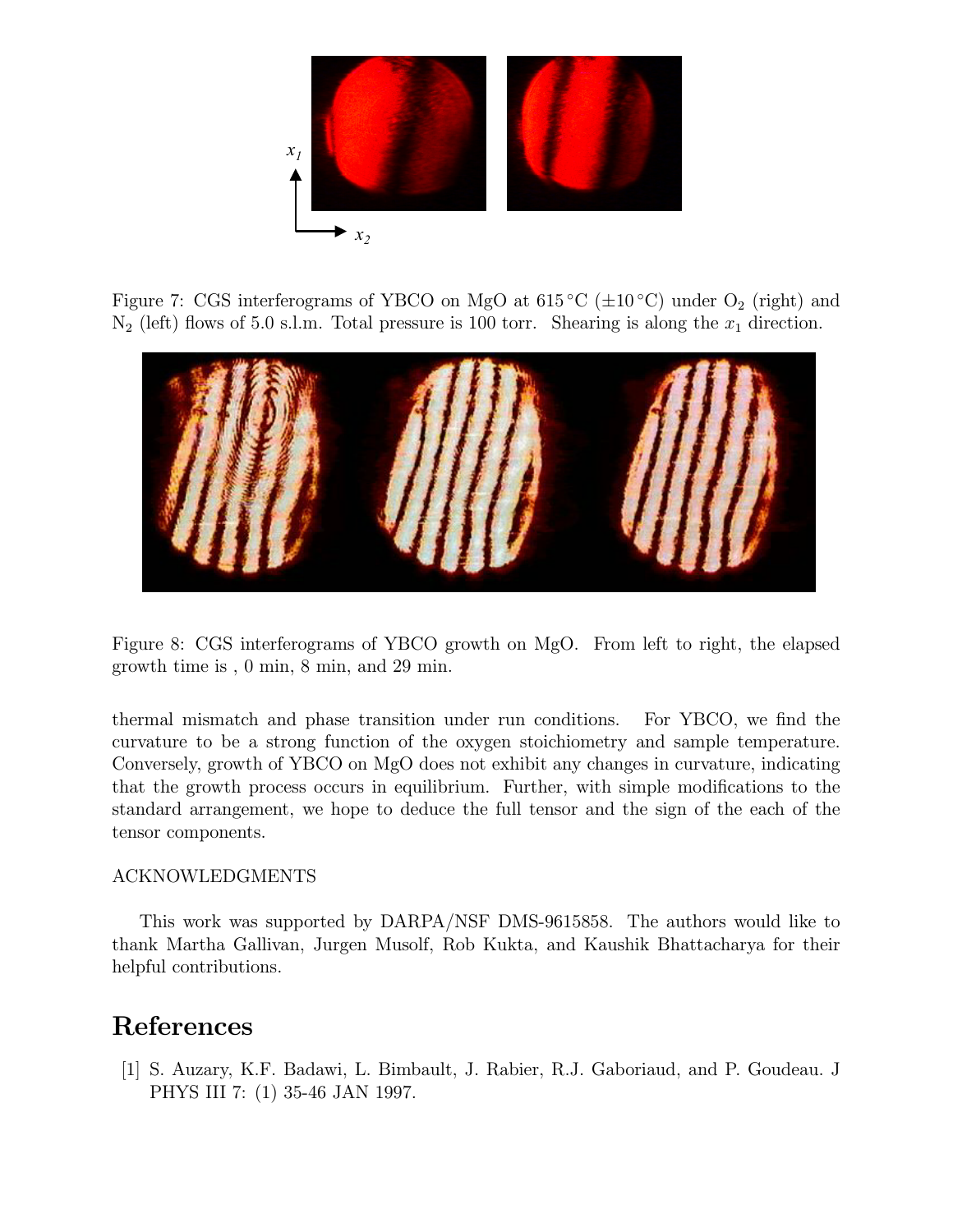Figure 7: CGS interferograms of YBCO on MgO at 615 °C (±10 °C) under $O_2$ (right) and $N_2$ (left) flows of 5.0 s.l.m. Total pressure is 100 torr. Shearing is along the $x_1$ direction.

Figure 8: CGS interferograms of YBCO growth on MgO. From left to right, the elapsed growth time is , 0 min, 8 min, and 29 min.

thermal mismatch and phase transition under run conditions. For YBCO, we find the curvature to be a strong function of the oxygen stoichiometry and sample temperature. Conversely, growth of YBCO on MgO does not exhibit any changes in curvature, indicating that the growth process occurs in equilibrium. Further, with simple modifications to the standard arrangement, we hope to deduce the full tensor and the sign of the each of the tensor components.

ACKNOWLEDGMENTS

This work was supported by DARPA/NSF DMS-9615858. The authors would like to thank Martha Gallivan, Jurgen Musolf, Rob Kukta, and Kaushik Bhattacharya for their helpful contributions.

# References

[1] S. Auzary, K.F. Badawi, L. Bimbault, J. Rabier, R.J. Gaboriaud, and P. Goudeau. J PHYS III 7: (1) 35-46 JAN 1997.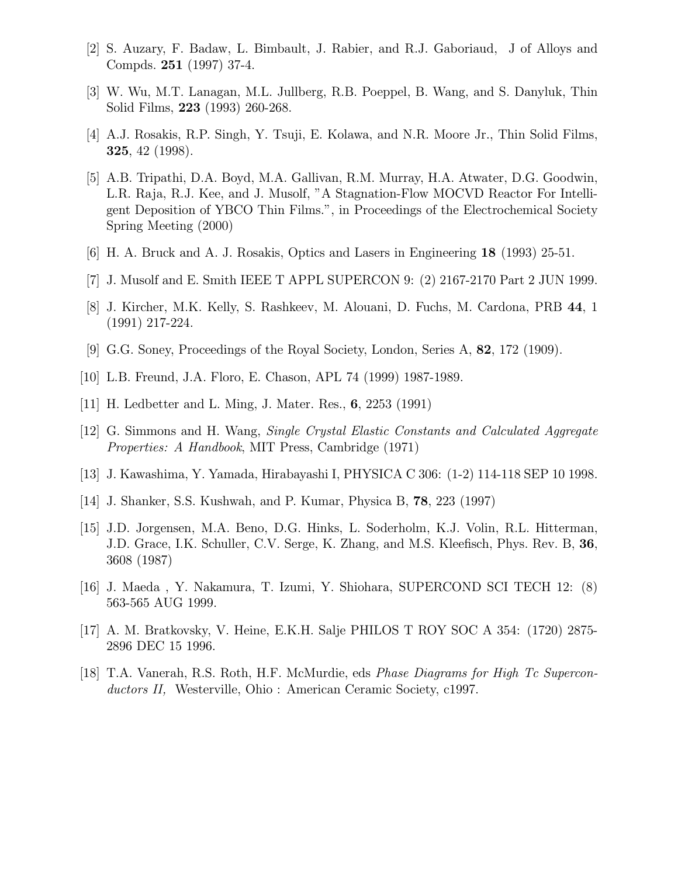[2] S. Auzary, F. Badaw, L. Bimbault, J. Rabier, and R.J. Gaboriaud, J of Alloys and Compds. **251** (1997) 37-4.

[3] W. Wu, M.T. Lanagan, M.L. Jullberg, R.B. Poeppel, B. Wang, and S. Danyluk, Thin Solid Films, **223** (1993) 260-268.

[4] A.J. Rosakis, R.P. Singh, Y. Tsuji, E. Kolawa, and N.R. Moore Jr., Thin Solid Films, **325**, 42 (1998).

[5] A.B. Tripathi, D.A. Boyd, M.A. Gallivan, R.M. Murray, H.A. Atwater, D.G. Goodwin, L.R. Raja, R.J. Kee, and J. Musolf, "A Stagnation-Flow MOCVD Reactor For Intelligent Deposition of YBCO Thin Films.", in Proceedings of the Electrochemical Society Spring Meeting (2000)

[6] H. A. Bruck and A. J. Rosakis, Optics and Lasers in Engineering **18** (1993) 25-51.

[7] J. Musolf and E. Smith IEEE T APPL SUPERCON 9: (2) 2167-2170 Part 2 JUN 1999.

[8] J. Kircher, M.K. Kelly, S. Rashkeev, M. Alouani, D. Fuchs, M. Cardona, PRB **44**, 1 (1991) 217-224.

[9] G.G. Soney, Proceedings of the Royal Society, London, Series A, **82**, 172 (1909).

[10] L.B. Freund, J.A. Floro, E. Chason, APL 74 (1999) 1987-1989.

[11] H. Ledbetter and L. Ming, J. Mater. Res., **6**, 2253 (1991)

[12] G. Simmons and H. Wang, *Single Crystal Elastic Constants and Calculated Aggregate Properties: A Handbook*, MIT Press, Cambridge (1971)

[13] J. Kawashima, Y. Yamada, Hirabayashi I, PHYSICA C 306: (1-2) 114-118 SEP 10 1998.

[14] J. Shanker, S.S. Kushwah, and P. Kumar, Physica B, **78**, 223 (1997)

[15] J.D. Jorgensen, M.A. Beno, D.G. Hinks, L. Soderholm, K.J. Volin, R.L. Hitterman, J.D. Grace, I.K. Schuller, C.V. Serge, K. Zhang, and M.S. Kleefisch, Phys. Rev. B, **36**, 3608 (1987)

[16] J. Maeda , Y. Nakamura, T. Izumi, Y. Shiohara, SUPERCOND SCI TECH 12: (8) 563-565 AUG 1999.

[17] A. M. Bratkovsky, V. Heine, E.K.H. Salje PHILOS T ROY SOC A 354: (1720) 2875-2896 DEC 15 1996.

[18] T.A. Vanerah, R.S. Roth, H.F. McMurdie, eds *Phase Diagrams for High Tc Superconductors II,* Westerville, Ohio : American Ceramic Society, c1997.